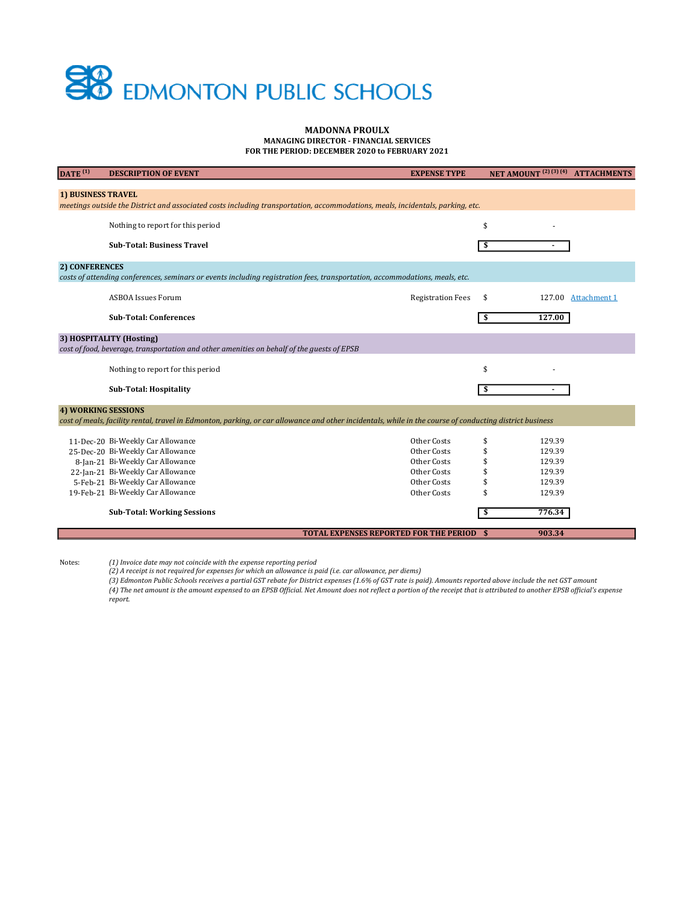# EDMONTON PUBLIC SCHOOLS

**MADONNA PROULX**
**MANAGING DIRECTOR - FINANCIAL SERVICES**
**FOR THE PERIOD: DECEMBER 2020 to FEBRUARY 2021**

| DATE [1] | DESCRIPTION OF EVENT | EXPENSE TYPE | NET AMOUNT [2] [3] [4] | ATTACHMENTS |
|---|---|---|---|---|
| **1) BUSINESS TRAVEL** | | | | |
| *meetings outside the District and associated costs including transportation, accommodations, meals, incidentals, parking, etc.* | | | | |
| | Nothing to report for this period | | $ - | |
| | **Sub-Total: Business Travel** | | **$ -** | |
| **2) CONFERENCES** | | | | |
| *costs of attending conferences, seminars or events including registration fees, transportation, accommodations, meals, etc.* | | | | |
| | ASBOA Issues Forum | Registration Fees | $ 127.00 | Attachment 1 |
| | **Sub-Total: Conferences** | | **$ 127.00** | |
| **3) HOSPITALITY (Hosting)** | | | | |
| *cost of food, beverage, transportation and other amenities on behalf of the guests of EPSB* | | | | |
| | Nothing to report for this period | | $ - | |
| | **Sub-Total: Hospitality** | | **$ -** | |
| **4) WORKING SESSIONS** | | | | |
| *cost of meals, facility rental, travel in Edmonton, parking, or car allowance and other incidentals, while in the course of conducting district business* | | | | |
| 11-Dec-20 | Bi-Weekly Car Allowance | Other Costs | $ 129.39 | |
| 25-Dec-20 | Bi-Weekly Car Allowance | Other Costs | $ 129.39 | |
| 8-Jan-21 | Bi-Weekly Car Allowance | Other Costs | $ 129.39 | |
| 22-Jan-21 | Bi-Weekly Car Allowance | Other Costs | $ 129.39 | |
| 5-Feb-21 | Bi-Weekly Car Allowance | Other Costs | $ 129.39 | |
| 19-Feb-21 | Bi-Weekly Car Allowance | Other Costs | $ 129.39 | |
| | **Sub-Total: Working Sessions** | | **$ 776.34** | |
| | **TOTAL EXPENSES REPORTED FOR THE PERIOD** | | **$ 903.34** | |

Notes:

*(1) Invoice date may not coincide with the expense reporting period*
*(2) A receipt is not required for expenses for which an allowance is paid (i.e. car allowance, per diems)*
*(3) Edmonton Public Schools receives a partial GST rebate for District expenses (1.6% of GST rate is paid). Amounts reported above include the net GST amount*
*(4) The net amount is the amount expensed to an EPSB Official. Net Amount does not reflect a portion of the receipt that is attributed to another EPSB official's expense report.*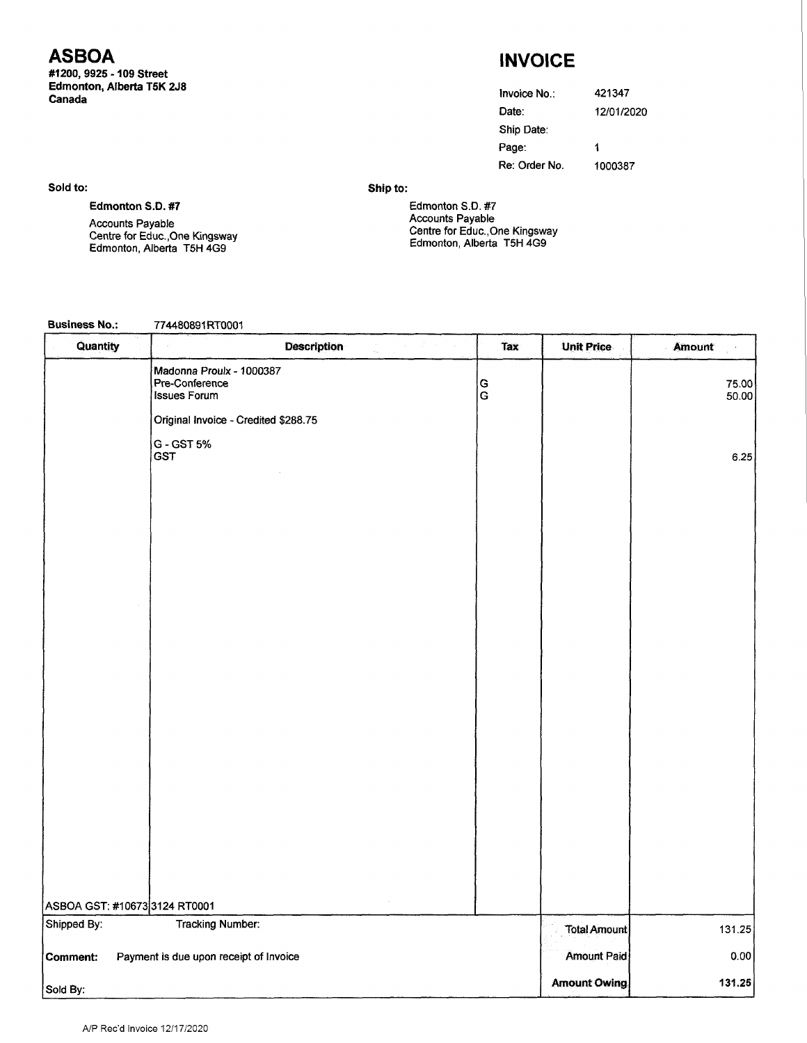# ASBOA

**#1200, 9925 - 109 Street**
**Edmonton, Alberta T5K 2J8**
**Canada**

# INVOICE

| | |
|---|---|
| Invoice No.: | 421347 |
| Date: | 12/01/2020 |
| Ship Date: | |
| Page: | 1 |
| Re: Order No. | 1000387 |

**Sold to:**

**Edmonton S.D. #7**
Accounts Payable
Centre for Educ.,One Kingsway
Edmonton, Alberta T5H 4G9

**Ship to:**

Edmonton S.D. #7
Accounts Payable
Centre for Educ.,One Kingsway
Edmonton, Alberta T5H 4G9

**Business No.:** 774480891RT0001

| Quantity | Description | Tax | Unit Price | Amount |
|---|---|---|---|---|
| | Madonna Proulx - 1000387 | | | |
| | Pre-Conference | G | | 75.00 |
| | Issues Forum | G | | 50.00 |
| | Original Invoice - Credited $288.75 | | | |
| | G - GST 5% | | | |
| | GST | | | 6.25 |

ASBOA GST: #106733124 RT0001

| | | | |
|---|---|---|---|
| Shipped By: | Tracking Number: | Total Amount | 131.25 |
| **Comment:** | Payment is due upon receipt of Invoice | Amount Paid | 0.00 |
| Sold By: | | **Amount Owing** | **131.25** |

A/P Rec'd Invoice 12/17/2020